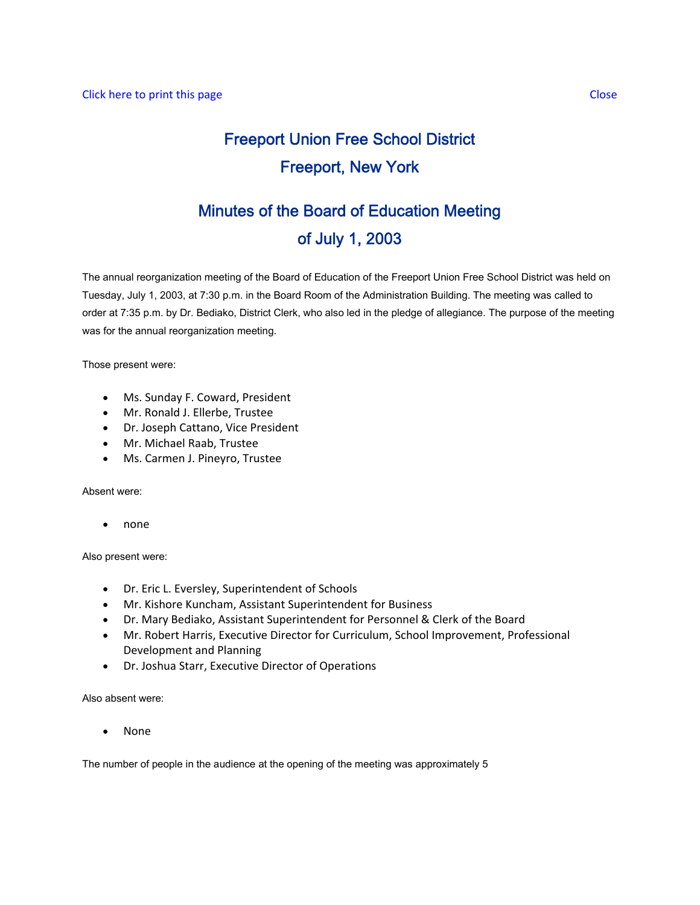Click here to print this page Close

# Freeport Union Free School District
# Freeport, New York

## Minutes of the Board of Education Meeting
## of July 1, 2003

The annual reorganization meeting of the Board of Education of the Freeport Union Free School District was held on Tuesday, July 1, 2003, at 7:30 p.m. in the Board Room of the Administration Building. The meeting was called to order at 7:35 p.m. by Dr. Bediako, District Clerk, who also led in the pledge of allegiance. The purpose of the meeting was for the annual reorganization meeting.

Those present were:

- Ms. Sunday F. Coward, President
- Mr. Ronald J. Ellerbe, Trustee
- Dr. Joseph Cattano, Vice President
- Mr. Michael Raab, Trustee
- Ms. Carmen J. Pineyro, Trustee

Absent were:

- none

Also present were:

- Dr. Eric L. Eversley, Superintendent of Schools
- Mr. Kishore Kuncham, Assistant Superintendent for Business
- Dr. Mary Bediako, Assistant Superintendent for Personnel & Clerk of the Board
- Mr. Robert Harris, Executive Director for Curriculum, School Improvement, Professional Development and Planning
- Dr. Joshua Starr, Executive Director of Operations

Also absent were:

- None

The number of people in the audience at the opening of the meeting was approximately 5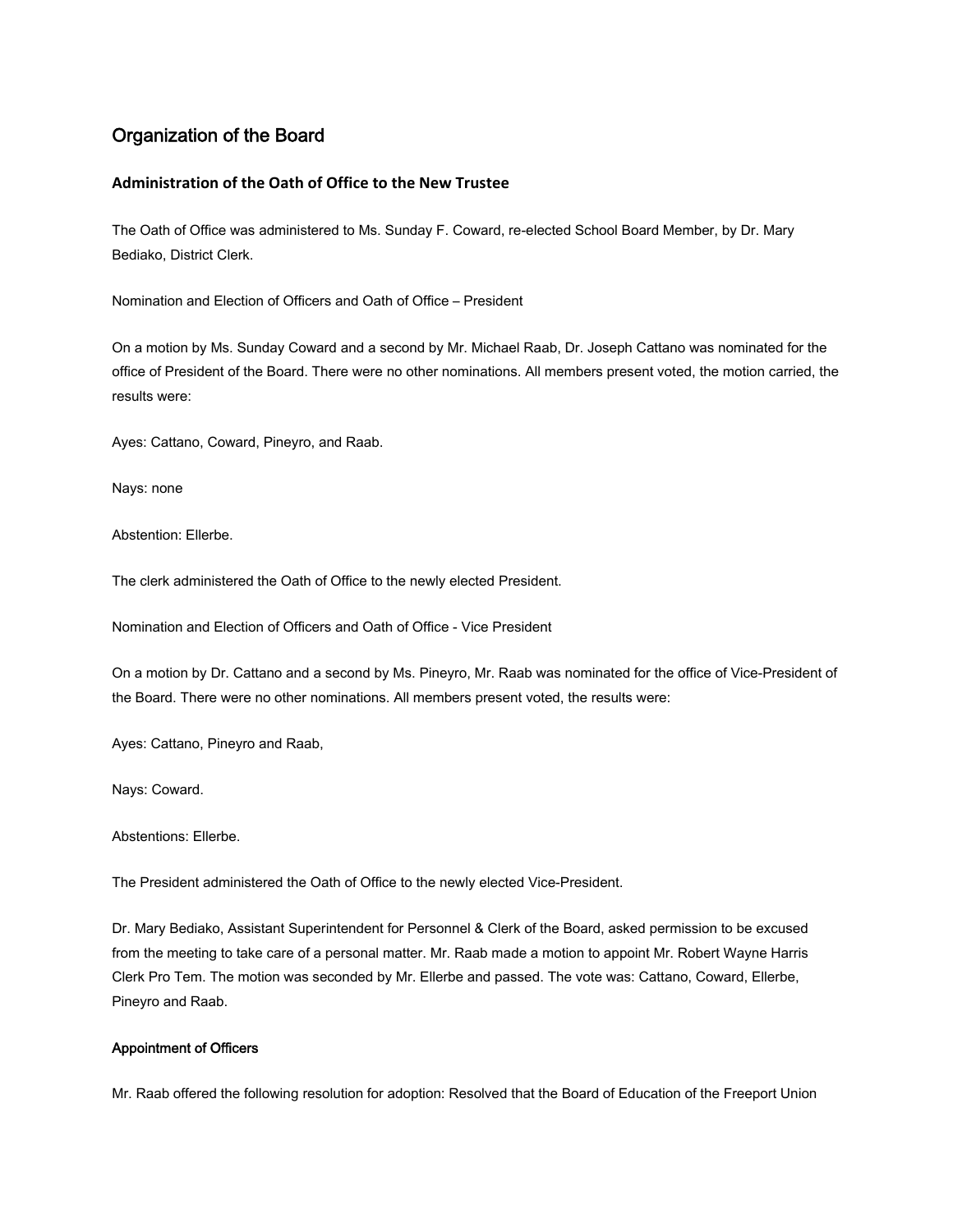## Organization of the Board

### Administration of the Oath of Office to the New Trustee

The Oath of Office was administered to Ms. Sunday F. Coward, re-elected School Board Member, by Dr. Mary Bediako, District Clerk.

Nomination and Election of Officers and Oath of Office – President

On a motion by Ms. Sunday Coward and a second by Mr. Michael Raab, Dr. Joseph Cattano was nominated for the office of President of the Board. There were no other nominations. All members present voted, the motion carried, the results were:

Ayes: Cattano, Coward, Pineyro, and Raab.

Nays: none

Abstention: Ellerbe.

The clerk administered the Oath of Office to the newly elected President.

Nomination and Election of Officers and Oath of Office - Vice President

On a motion by Dr. Cattano and a second by Ms. Pineyro, Mr. Raab was nominated for the office of Vice-President of the Board. There were no other nominations. All members present voted, the results were:

Ayes: Cattano, Pineyro and Raab,

Nays: Coward.

Abstentions: Ellerbe.

The President administered the Oath of Office to the newly elected Vice-President.

Dr. Mary Bediako, Assistant Superintendent for Personnel & Clerk of the Board, asked permission to be excused from the meeting to take care of a personal matter. Mr. Raab made a motion to appoint Mr. Robert Wayne Harris Clerk Pro Tem. The motion was seconded by Mr. Ellerbe and passed. The vote was: Cattano, Coward, Ellerbe, Pineyro and Raab.

#### Appointment of Officers

Mr. Raab offered the following resolution for adoption: Resolved that the Board of Education of the Freeport Union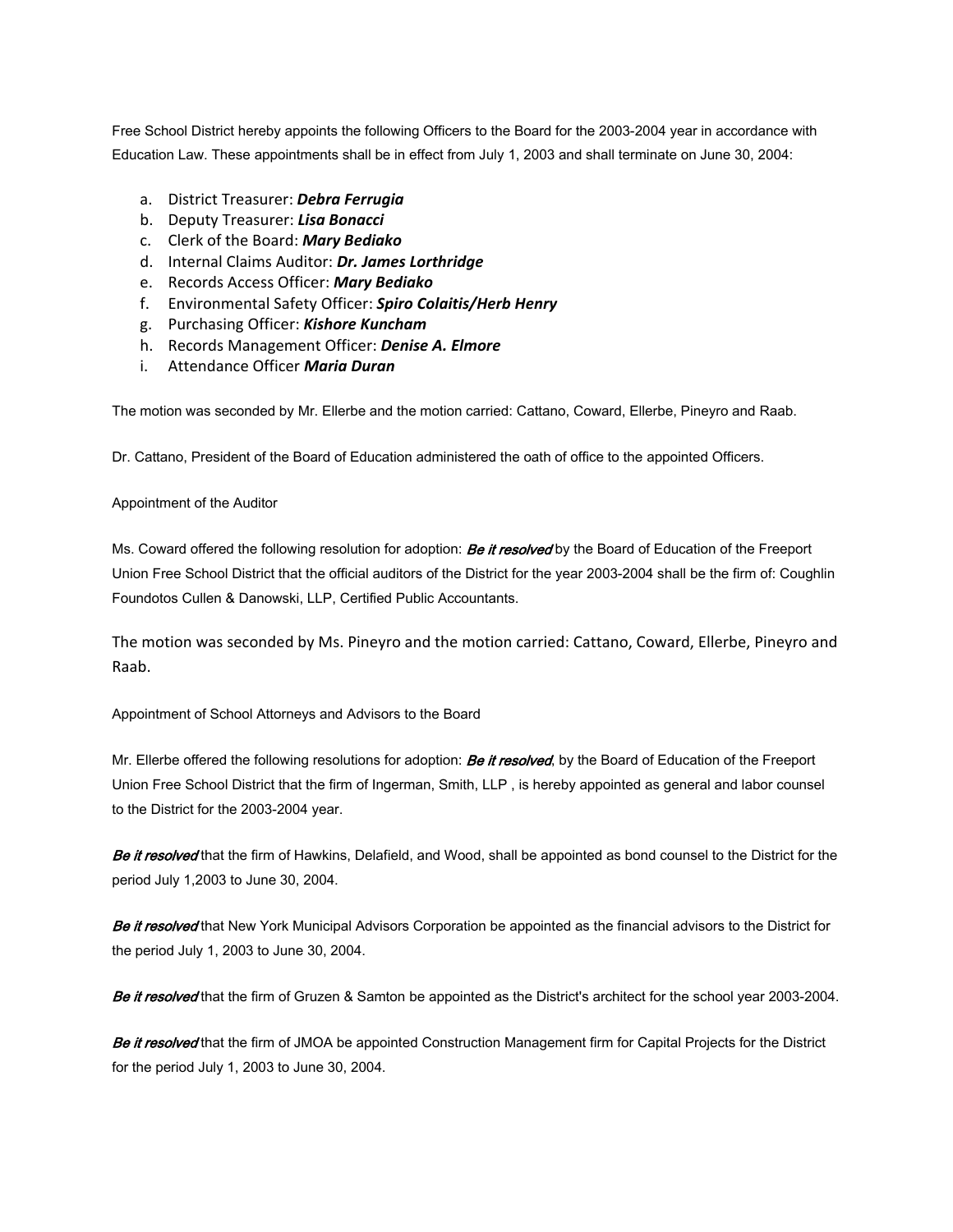Free School District hereby appoints the following Officers to the Board for the 2003-2004 year in accordance with Education Law. These appointments shall be in effect from July 1, 2003 and shall terminate on June 30, 2004:

a. District Treasurer: ***Debra Ferrugia***
b. Deputy Treasurer: ***Lisa Bonacci***
c. Clerk of the Board: ***Mary Bediako***
d. Internal Claims Auditor: ***Dr. James Lorthridge***
e. Records Access Officer: ***Mary Bediako***
f. Environmental Safety Officer: ***Spiro Colaitis/Herb Henry***
g. Purchasing Officer: ***Kishore Kuncham***
h. Records Management Officer: ***Denise A. Elmore***
i. Attendance Officer ***Maria Duran***

The motion was seconded by Mr. Ellerbe and the motion carried: Cattano, Coward, Ellerbe, Pineyro and Raab.

Dr. Cattano, President of the Board of Education administered the oath of office to the appointed Officers.

Appointment of the Auditor

Ms. Coward offered the following resolution for adoption: ***Be it resolved*** by the Board of Education of the Freeport Union Free School District that the official auditors of the District for the year 2003-2004 shall be the firm of: Coughlin Foundotos Cullen & Danowski, LLP, Certified Public Accountants.

The motion was seconded by Ms. Pineyro and the motion carried: Cattano, Coward, Ellerbe, Pineyro and Raab.

Appointment of School Attorneys and Advisors to the Board

Mr. Ellerbe offered the following resolutions for adoption: ***Be it resolved***, by the Board of Education of the Freeport Union Free School District that the firm of Ingerman, Smith, LLP , is hereby appointed as general and labor counsel to the District for the 2003-2004 year.

***Be it resolved*** that the firm of Hawkins, Delafield, and Wood, shall be appointed as bond counsel to the District for the period July 1,2003 to June 30, 2004.

***Be it resolved*** that New York Municipal Advisors Corporation be appointed as the financial advisors to the District for the period July 1, 2003 to June 30, 2004.

***Be it resolved*** that the firm of Gruzen & Samton be appointed as the District's architect for the school year 2003-2004.

***Be it resolved*** that the firm of JMOA be appointed Construction Management firm for Capital Projects for the District for the period July 1, 2003 to June 30, 2004.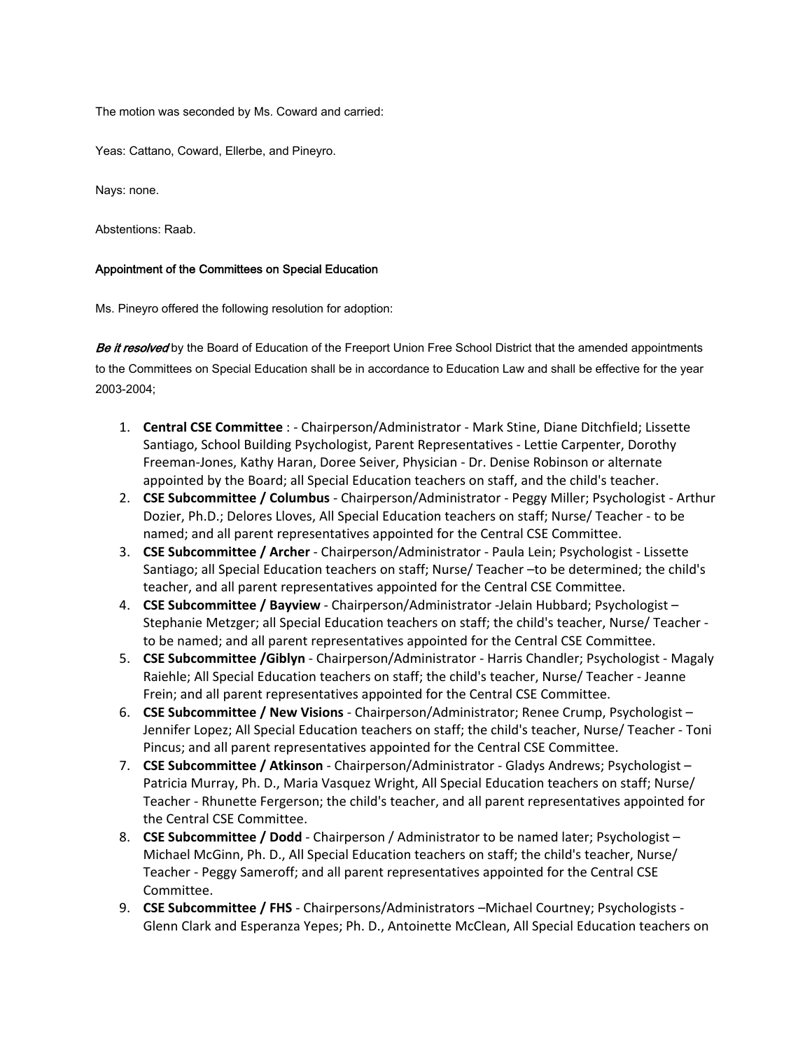The motion was seconded by Ms. Coward and carried:

Yeas: Cattano, Coward, Ellerbe, and Pineyro.

Nays: none.

Abstentions: Raab.

#### Appointment of the Committees on Special Education

Ms. Pineyro offered the following resolution for adoption:

***Be it resolved*** by the Board of Education of the Freeport Union Free School District that the amended appointments to the Committees on Special Education shall be in accordance to Education Law and shall be effective for the year 2003-2004;

1. **Central CSE Committee** : - Chairperson/Administrator - Mark Stine, Diane Ditchfield; Lissette Santiago, School Building Psychologist, Parent Representatives - Lettie Carpenter, Dorothy Freeman-Jones, Kathy Haran, Doree Seiver, Physician - Dr. Denise Robinson or alternate appointed by the Board; all Special Education teachers on staff, and the child's teacher.
2. **CSE Subcommittee / Columbus** - Chairperson/Administrator - Peggy Miller; Psychologist - Arthur Dozier, Ph.D.; Delores Lloves, All Special Education teachers on staff; Nurse/ Teacher - to be named; and all parent representatives appointed for the Central CSE Committee.
3. **CSE Subcommittee / Archer** - Chairperson/Administrator - Paula Lein; Psychologist - Lissette Santiago; all Special Education teachers on staff; Nurse/ Teacher –to be determined; the child's teacher, and all parent representatives appointed for the Central CSE Committee.
4. **CSE Subcommittee / Bayview** - Chairperson/Administrator -Jelain Hubbard; Psychologist – Stephanie Metzger; all Special Education teachers on staff; the child's teacher, Nurse/ Teacher - to be named; and all parent representatives appointed for the Central CSE Committee.
5. **CSE Subcommittee /Giblyn** - Chairperson/Administrator - Harris Chandler; Psychologist - Magaly Raiehle; All Special Education teachers on staff; the child's teacher, Nurse/ Teacher - Jeanne Frein; and all parent representatives appointed for the Central CSE Committee.
6. **CSE Subcommittee / New Visions** - Chairperson/Administrator; Renee Crump, Psychologist – Jennifer Lopez; All Special Education teachers on staff; the child's teacher, Nurse/ Teacher - Toni Pincus; and all parent representatives appointed for the Central CSE Committee.
7. **CSE Subcommittee / Atkinson** - Chairperson/Administrator - Gladys Andrews; Psychologist – Patricia Murray, Ph. D., Maria Vasquez Wright, All Special Education teachers on staff; Nurse/ Teacher - Rhunette Fergerson; the child's teacher, and all parent representatives appointed for the Central CSE Committee.
8. **CSE Subcommittee / Dodd** - Chairperson / Administrator to be named later; Psychologist – Michael McGinn, Ph. D., All Special Education teachers on staff; the child's teacher, Nurse/ Teacher - Peggy Sameroff; and all parent representatives appointed for the Central CSE Committee.
9. **CSE Subcommittee / FHS** - Chairpersons/Administrators –Michael Courtney; Psychologists - Glenn Clark and Esperanza Yepes; Ph. D., Antoinette McClean, All Special Education teachers on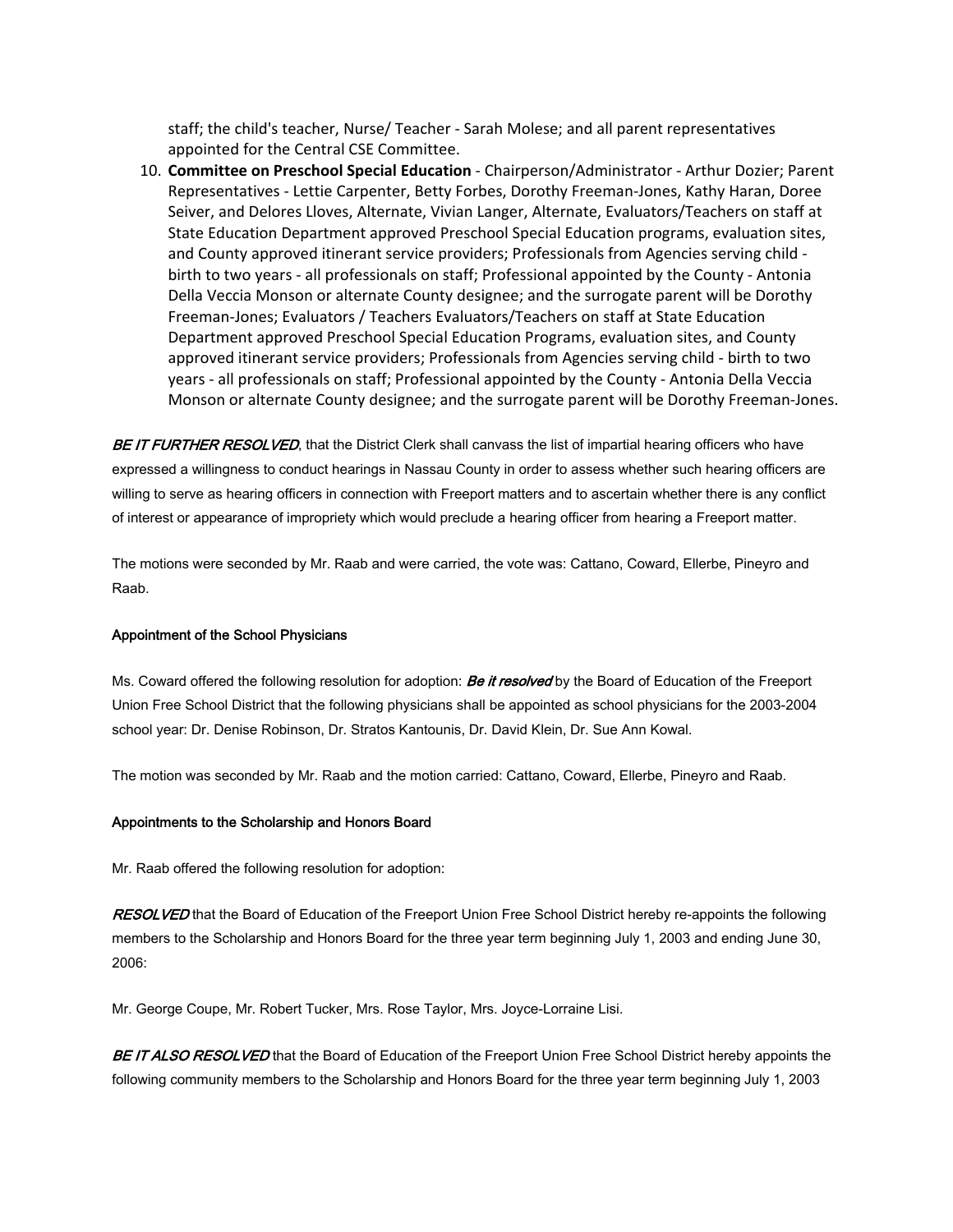staff; the child's teacher, Nurse/ Teacher - Sarah Molese; and all parent representatives appointed for the Central CSE Committee.

10. **Committee on Preschool Special Education** - Chairperson/Administrator - Arthur Dozier; Parent Representatives - Lettie Carpenter, Betty Forbes, Dorothy Freeman-Jones, Kathy Haran, Doree Seiver, and Delores Lloves, Alternate, Vivian Langer, Alternate, Evaluators/Teachers on staff at State Education Department approved Preschool Special Education programs, evaluation sites, and County approved itinerant service providers; Professionals from Agencies serving child - birth to two years - all professionals on staff; Professional appointed by the County - Antonia Della Veccia Monson or alternate County designee; and the surrogate parent will be Dorothy Freeman-Jones; Evaluators / Teachers Evaluators/Teachers on staff at State Education Department approved Preschool Special Education Programs, evaluation sites, and County approved itinerant service providers; Professionals from Agencies serving child - birth to two years - all professionals on staff; Professional appointed by the County - Antonia Della Veccia Monson or alternate County designee; and the surrogate parent will be Dorothy Freeman-Jones.

***BE IT FURTHER RESOLVED***, that the District Clerk shall canvass the list of impartial hearing officers who have expressed a willingness to conduct hearings in Nassau County in order to assess whether such hearing officers are willing to serve as hearing officers in connection with Freeport matters and to ascertain whether there is any conflict of interest or appearance of impropriety which would preclude a hearing officer from hearing a Freeport matter.

The motions were seconded by Mr. Raab and were carried, the vote was: Cattano, Coward, Ellerbe, Pineyro and Raab.

**Appointment of the School Physicians**

Ms. Coward offered the following resolution for adoption: ***Be it resolved*** by the Board of Education of the Freeport Union Free School District that the following physicians shall be appointed as school physicians for the 2003-2004 school year: Dr. Denise Robinson, Dr. Stratos Kantounis, Dr. David Klein, Dr. Sue Ann Kowal.

The motion was seconded by Mr. Raab and the motion carried: Cattano, Coward, Ellerbe, Pineyro and Raab.

**Appointments to the Scholarship and Honors Board**

Mr. Raab offered the following resolution for adoption:

***RESOLVED*** that the Board of Education of the Freeport Union Free School District hereby re-appoints the following members to the Scholarship and Honors Board for the three year term beginning July 1, 2003 and ending June 30, 2006:

Mr. George Coupe, Mr. Robert Tucker, Mrs. Rose Taylor, Mrs. Joyce-Lorraine Lisi.

***BE IT ALSO RESOLVED*** that the Board of Education of the Freeport Union Free School District hereby appoints the following community members to the Scholarship and Honors Board for the three year term beginning July 1, 2003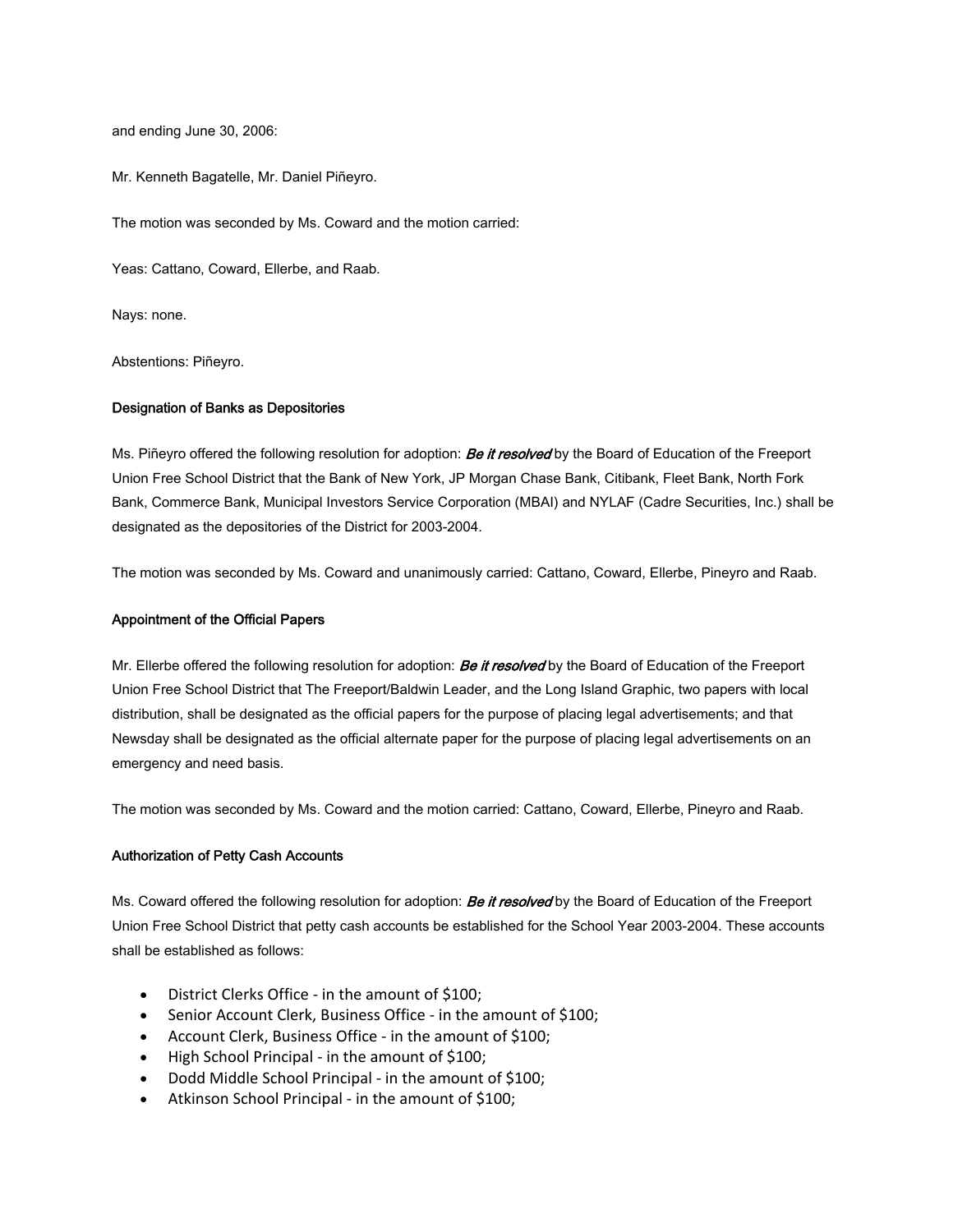and ending June 30, 2006:

Mr. Kenneth Bagatelle, Mr. Daniel Piñeyro.

The motion was seconded by Ms. Coward and the motion carried:

Yeas: Cattano, Coward, Ellerbe, and Raab.

Nays: none.

Abstentions: Piñeyro.

**Designation of Banks as Depositories**

Ms. Piñeyro offered the following resolution for adoption: ***Be it resolved*** by the Board of Education of the Freeport Union Free School District that the Bank of New York, JP Morgan Chase Bank, Citibank, Fleet Bank, North Fork Bank, Commerce Bank, Municipal Investors Service Corporation (MBAI) and NYLAF (Cadre Securities, Inc.) shall be designated as the depositories of the District for 2003-2004.

The motion was seconded by Ms. Coward and unanimously carried: Cattano, Coward, Ellerbe, Pineyro and Raab.

**Appointment of the Official Papers**

Mr. Ellerbe offered the following resolution for adoption: ***Be it resolved*** by the Board of Education of the Freeport Union Free School District that The Freeport/Baldwin Leader, and the Long Island Graphic, two papers with local distribution, shall be designated as the official papers for the purpose of placing legal advertisements; and that Newsday shall be designated as the official alternate paper for the purpose of placing legal advertisements on an emergency and need basis.

The motion was seconded by Ms. Coward and the motion carried: Cattano, Coward, Ellerbe, Pineyro and Raab.

**Authorization of Petty Cash Accounts**

Ms. Coward offered the following resolution for adoption: ***Be it resolved*** by the Board of Education of the Freeport Union Free School District that petty cash accounts be established for the School Year 2003-2004. These accounts shall be established as follows:

- District Clerks Office - in the amount of $100;
- Senior Account Clerk, Business Office - in the amount of $100;
- Account Clerk, Business Office - in the amount of $100;
- High School Principal - in the amount of $100;
- Dodd Middle School Principal - in the amount of $100;
- Atkinson School Principal - in the amount of $100;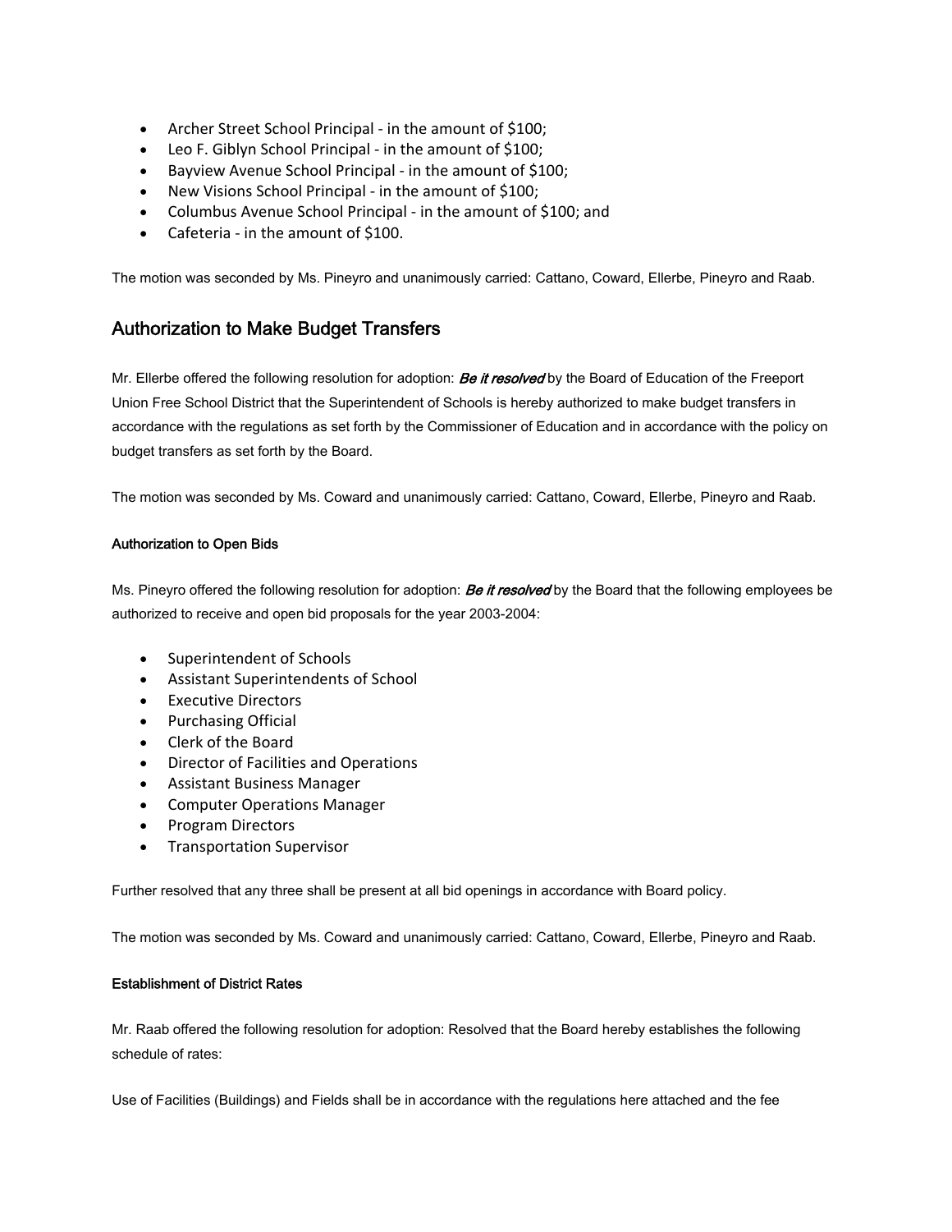- Archer Street School Principal - in the amount of $100;
- Leo F. Giblyn School Principal - in the amount of $100;
- Bayview Avenue School Principal - in the amount of $100;
- New Visions School Principal - in the amount of $100;
- Columbus Avenue School Principal - in the amount of $100; and
- Cafeteria - in the amount of $100.

The motion was seconded by Ms. Pineyro and unanimously carried: Cattano, Coward, Ellerbe, Pineyro and Raab.

## Authorization to Make Budget Transfers

Mr. Ellerbe offered the following resolution for adoption: ***Be it resolved*** by the Board of Education of the Freeport Union Free School District that the Superintendent of Schools is hereby authorized to make budget transfers in accordance with the regulations as set forth by the Commissioner of Education and in accordance with the policy on budget transfers as set forth by the Board.

The motion was seconded by Ms. Coward and unanimously carried: Cattano, Coward, Ellerbe, Pineyro and Raab.

#### Authorization to Open Bids

Ms. Pineyro offered the following resolution for adoption: ***Be it resolved*** by the Board that the following employees be authorized to receive and open bid proposals for the year 2003-2004:

- Superintendent of Schools
- Assistant Superintendents of School
- Executive Directors
- Purchasing Official
- Clerk of the Board
- Director of Facilities and Operations
- Assistant Business Manager
- Computer Operations Manager
- Program Directors
- Transportation Supervisor

Further resolved that any three shall be present at all bid openings in accordance with Board policy.

The motion was seconded by Ms. Coward and unanimously carried: Cattano, Coward, Ellerbe, Pineyro and Raab.

#### Establishment of District Rates

Mr. Raab offered the following resolution for adoption: Resolved that the Board hereby establishes the following schedule of rates:

Use of Facilities (Buildings) and Fields shall be in accordance with the regulations here attached and the fee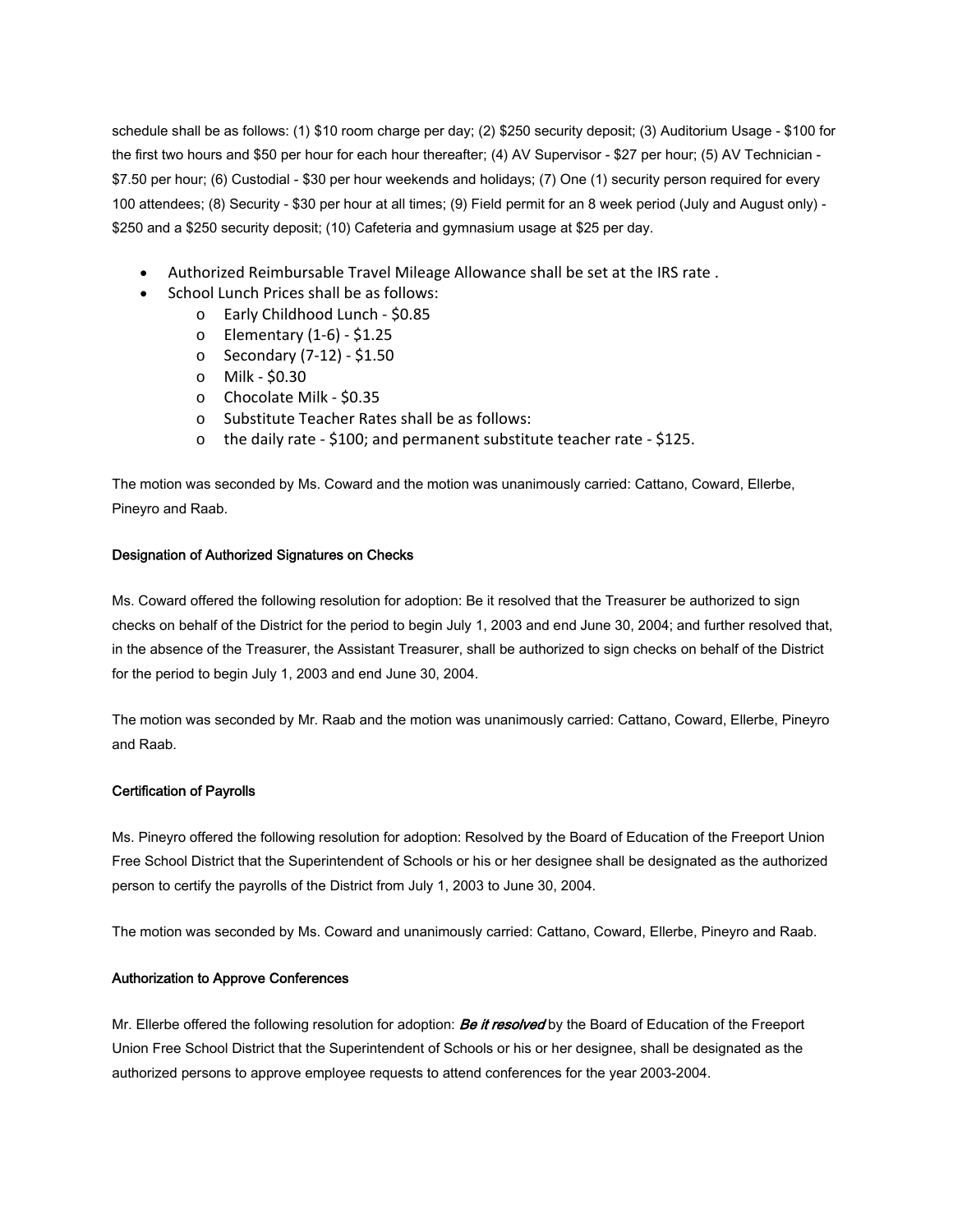schedule shall be as follows: (1) $10 room charge per day; (2) $250 security deposit; (3) Auditorium Usage - $100 for the first two hours and $50 per hour for each hour thereafter; (4) AV Supervisor - $27 per hour; (5) AV Technician - $7.50 per hour; (6) Custodial - $30 per hour weekends and holidays; (7) One (1) security person required for every 100 attendees; (8) Security - $30 per hour at all times; (9) Field permit for an 8 week period (July and August only) - $250 and a $250 security deposit; (10) Cafeteria and gymnasium usage at $25 per day.

- Authorized Reimbursable Travel Mileage Allowance shall be set at the IRS rate .
- School Lunch Prices shall be as follows:
  - Early Childhood Lunch - $0.85
  - Elementary (1-6) - $1.25
  - Secondary (7-12) - $1.50
  - Milk - $0.30
  - Chocolate Milk - $0.35
  - Substitute Teacher Rates shall be as follows:
  - the daily rate - $100; and permanent substitute teacher rate - $125.

The motion was seconded by Ms. Coward and the motion was unanimously carried: Cattano, Coward, Ellerbe, Pineyro and Raab.

**Designation of Authorized Signatures on Checks**

Ms. Coward offered the following resolution for adoption: Be it resolved that the Treasurer be authorized to sign checks on behalf of the District for the period to begin July 1, 2003 and end June 30, 2004; and further resolved that, in the absence of the Treasurer, the Assistant Treasurer, shall be authorized to sign checks on behalf of the District for the period to begin July 1, 2003 and end June 30, 2004.

The motion was seconded by Mr. Raab and the motion was unanimously carried: Cattano, Coward, Ellerbe, Pineyro and Raab.

**Certification of Payrolls**

Ms. Pineyro offered the following resolution for adoption: Resolved by the Board of Education of the Freeport Union Free School District that the Superintendent of Schools or his or her designee shall be designated as the authorized person to certify the payrolls of the District from July 1, 2003 to June 30, 2004.

The motion was seconded by Ms. Coward and unanimously carried: Cattano, Coward, Ellerbe, Pineyro and Raab.

**Authorization to Approve Conferences**

Mr. Ellerbe offered the following resolution for adoption: ***Be it resolved*** by the Board of Education of the Freeport Union Free School District that the Superintendent of Schools or his or her designee, shall be designated as the authorized persons to approve employee requests to attend conferences for the year 2003-2004.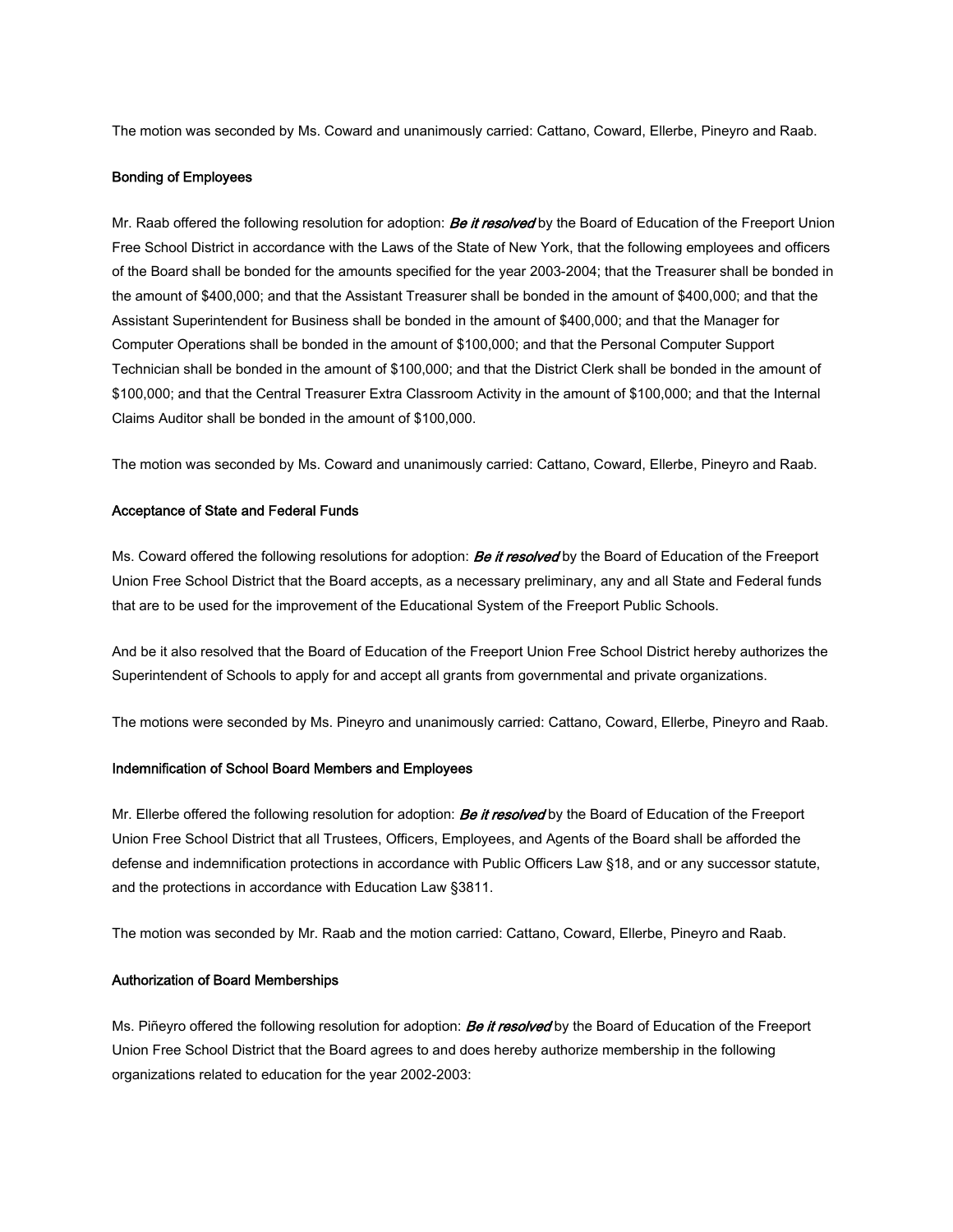The motion was seconded by Ms. Coward and unanimously carried: Cattano, Coward, Ellerbe, Pineyro and Raab.

**Bonding of Employees**

Mr. Raab offered the following resolution for adoption: ***Be it resolved*** by the Board of Education of the Freeport Union Free School District in accordance with the Laws of the State of New York, that the following employees and officers of the Board shall be bonded for the amounts specified for the year 2003-2004; that the Treasurer shall be bonded in the amount of $400,000; and that the Assistant Treasurer shall be bonded in the amount of $400,000; and that the Assistant Superintendent for Business shall be bonded in the amount of $400,000; and that the Manager for Computer Operations shall be bonded in the amount of $100,000; and that the Personal Computer Support Technician shall be bonded in the amount of $100,000; and that the District Clerk shall be bonded in the amount of $100,000; and that the Central Treasurer Extra Classroom Activity in the amount of $100,000; and that the Internal Claims Auditor shall be bonded in the amount of $100,000.

The motion was seconded by Ms. Coward and unanimously carried: Cattano, Coward, Ellerbe, Pineyro and Raab.

**Acceptance of State and Federal Funds**

Ms. Coward offered the following resolutions for adoption: ***Be it resolved*** by the Board of Education of the Freeport Union Free School District that the Board accepts, as a necessary preliminary, any and all State and Federal funds that are to be used for the improvement of the Educational System of the Freeport Public Schools.

And be it also resolved that the Board of Education of the Freeport Union Free School District hereby authorizes the Superintendent of Schools to apply for and accept all grants from governmental and private organizations.

The motions were seconded by Ms. Pineyro and unanimously carried: Cattano, Coward, Ellerbe, Pineyro and Raab.

**Indemnification of School Board Members and Employees**

Mr. Ellerbe offered the following resolution for adoption: ***Be it resolved*** by the Board of Education of the Freeport Union Free School District that all Trustees, Officers, Employees, and Agents of the Board shall be afforded the defense and indemnification protections in accordance with Public Officers Law §18, and or any successor statute, and the protections in accordance with Education Law §3811.

The motion was seconded by Mr. Raab and the motion carried: Cattano, Coward, Ellerbe, Pineyro and Raab.

**Authorization of Board Memberships**

Ms. Piñeyro offered the following resolution for adoption: ***Be it resolved*** by the Board of Education of the Freeport Union Free School District that the Board agrees to and does hereby authorize membership in the following organizations related to education for the year 2002-2003: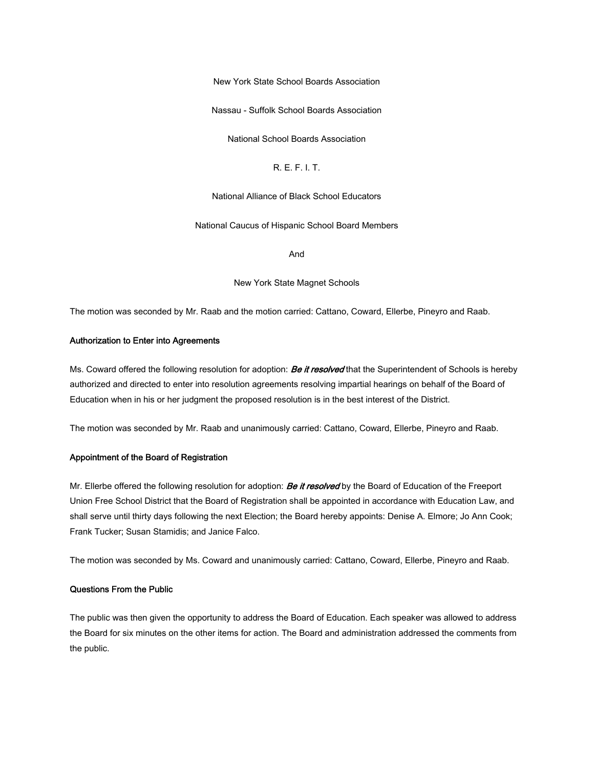New York State School Boards Association

Nassau - Suffolk School Boards Association

National School Boards Association

R. E. F. I. T.

National Alliance of Black School Educators

National Caucus of Hispanic School Board Members

And

New York State Magnet Schools

The motion was seconded by Mr. Raab and the motion carried: Cattano, Coward, Ellerbe, Pineyro and Raab.

**Authorization to Enter into Agreements**

Ms. Coward offered the following resolution for adoption: ***Be it resolved*** that the Superintendent of Schools is hereby authorized and directed to enter into resolution agreements resolving impartial hearings on behalf of the Board of Education when in his or her judgment the proposed resolution is in the best interest of the District.

The motion was seconded by Mr. Raab and unanimously carried: Cattano, Coward, Ellerbe, Pineyro and Raab.

**Appointment of the Board of Registration**

Mr. Ellerbe offered the following resolution for adoption: ***Be it resolved*** by the Board of Education of the Freeport Union Free School District that the Board of Registration shall be appointed in accordance with Education Law, and shall serve until thirty days following the next Election; the Board hereby appoints: Denise A. Elmore; Jo Ann Cook; Frank Tucker; Susan Stamidis; and Janice Falco.

The motion was seconded by Ms. Coward and unanimously carried: Cattano, Coward, Ellerbe, Pineyro and Raab.

**Questions From the Public**

The public was then given the opportunity to address the Board of Education. Each speaker was allowed to address the Board for six minutes on the other items for action. The Board and administration addressed the comments from the public.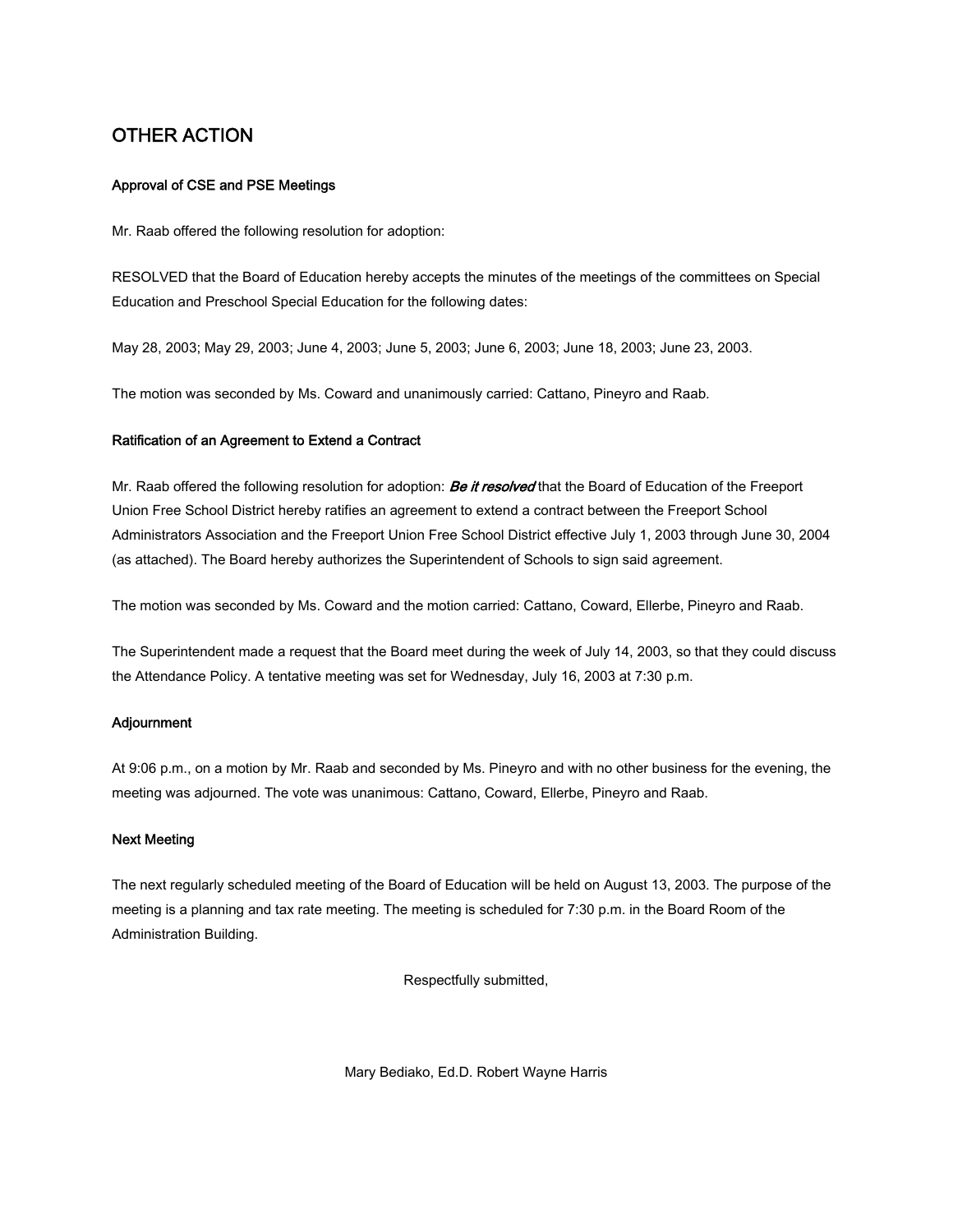## OTHER ACTION

**Approval of CSE and PSE Meetings**

Mr. Raab offered the following resolution for adoption:

RESOLVED that the Board of Education hereby accepts the minutes of the meetings of the committees on Special Education and Preschool Special Education for the following dates:

May 28, 2003; May 29, 2003; June 4, 2003; June 5, 2003; June 6, 2003; June 18, 2003; June 23, 2003.

The motion was seconded by Ms. Coward and unanimously carried: Cattano, Pineyro and Raab.

**Ratification of an Agreement to Extend a Contract**

Mr. Raab offered the following resolution for adoption: ***Be it resolved*** that the Board of Education of the Freeport Union Free School District hereby ratifies an agreement to extend a contract between the Freeport School Administrators Association and the Freeport Union Free School District effective July 1, 2003 through June 30, 2004 (as attached). The Board hereby authorizes the Superintendent of Schools to sign said agreement.

The motion was seconded by Ms. Coward and the motion carried: Cattano, Coward, Ellerbe, Pineyro and Raab.

The Superintendent made a request that the Board meet during the week of July 14, 2003, so that they could discuss the Attendance Policy. A tentative meeting was set for Wednesday, July 16, 2003 at 7:30 p.m.

**Adjournment**

At 9:06 p.m., on a motion by Mr. Raab and seconded by Ms. Pineyro and with no other business for the evening, the meeting was adjourned. The vote was unanimous: Cattano, Coward, Ellerbe, Pineyro and Raab.

**Next Meeting**

The next regularly scheduled meeting of the Board of Education will be held on August 13, 2003. The purpose of the meeting is a planning and tax rate meeting. The meeting is scheduled for 7:30 p.m. in the Board Room of the Administration Building.

Respectfully submitted,

Mary Bediako, Ed.D. Robert Wayne Harris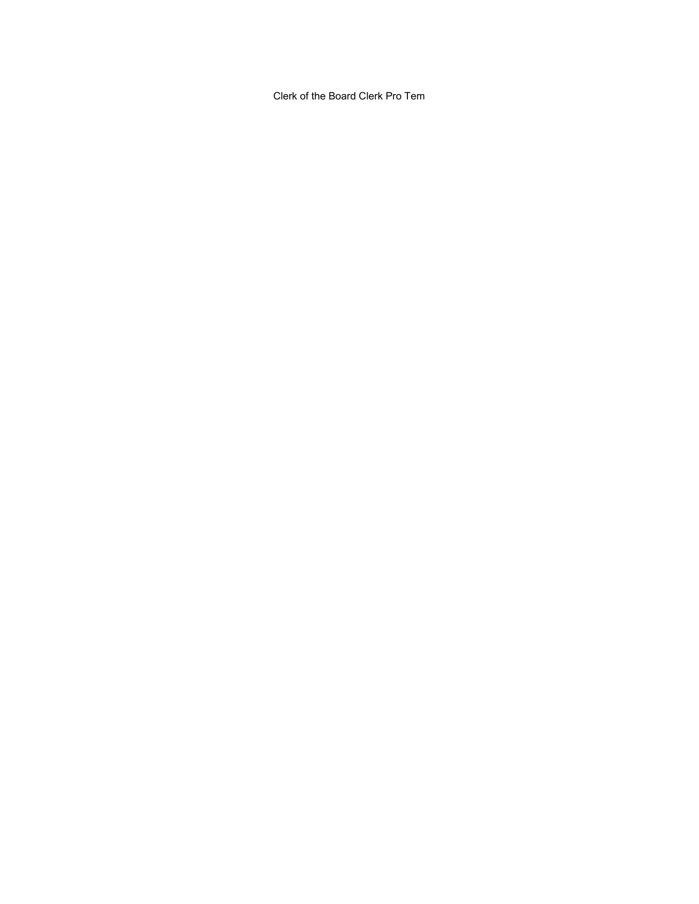Clerk of the Board Clerk Pro Tem